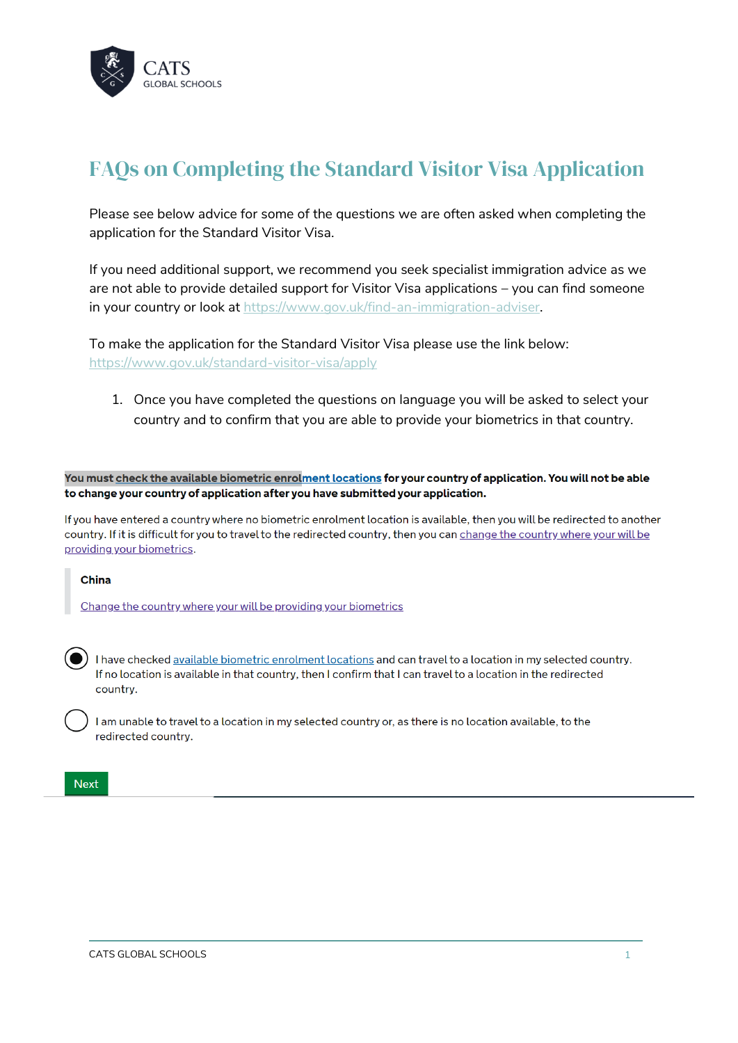# FAQs on Completing the Standard Visitor Visa Application

Please see below advice for some of the questions we are often asked when completing the application for the Standard Visitor Visa.

If you need additional support, we recommend you seek specialist immigration advice as we are not able to provide detailed support for Visitor Visa applications – you can find someone in your country or look at https://www.gov.uk/find-an-immigration-adviser.

To make the application for the Standard Visitor Visa please use the link below: https://www.gov.uk/standard-visitor-visa/apply

1. Once you have completed the questions on language you will be asked to select your country and to confirm that you are able to provide your biometrics in that country.

**You must check the available biometric enrolment locations for your country of application. You will not be able to change your country of application after you have submitted your application.**

If you have entered a country where no biometric enrolment location is available, then you will be redirected to another country. If it is difficult for you to travel to the redirected country, then you can change the country where your will be providing your biometrics.

**China**

Change the country where your will be providing your biometrics

- (selected) I have checked available biometric enrolment locations and can travel to a location in my selected country. If no location is available in that country, then I confirm that I can travel to a location in the redirected country.
- I am unable to travel to a location in my selected country or, as there is no location available, to the redirected country.

Next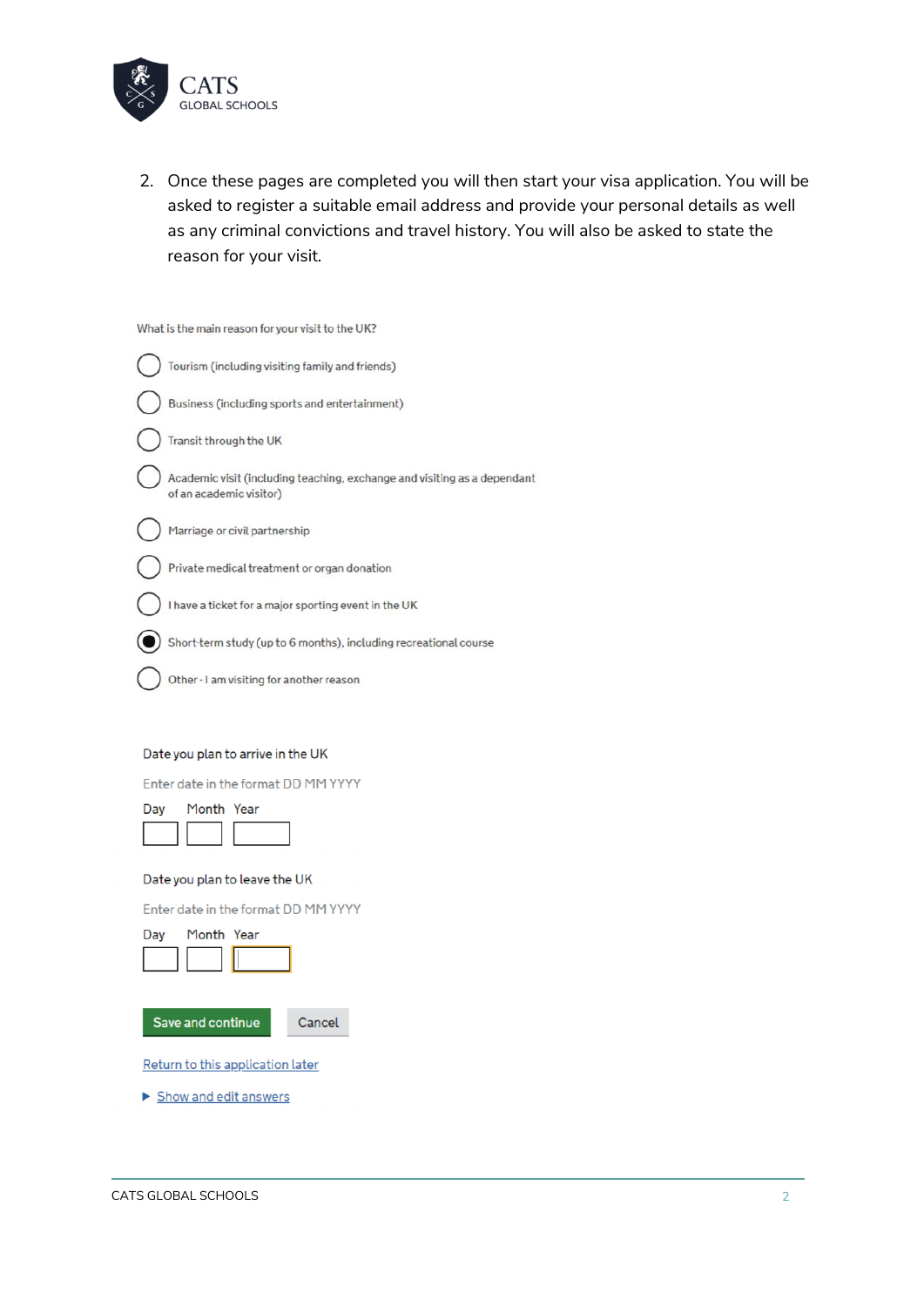2. Once these pages are completed you will then start your visa application. You will be asked to register a suitable email address and provide your personal details as well as any criminal convictions and travel history. You will also be asked to state the reason for your visit.

What is the main reason for your visit to the UK?

- ○ Tourism (including visiting family and friends)
- ○ Business (including sports and entertainment)
- ○ Transit through the UK
- ○ Academic visit (including teaching, exchange and visiting as a dependant of an academic visitor)
- ○ Marriage or civil partnership
- ○ Private medical treatment or organ donation
- ○ I have a ticket for a major sporting event in the UK
- ● Short-term study (up to 6 months), including recreational course
- ○ Other - I am visiting for another reason

Date you plan to arrive in the UK

Enter date in the format DD MM YYYY

Day Month Year

Date you plan to leave the UK

Enter date in the format DD MM YYYY

Day Month Year

Save and continue | Cancel

Return to this application later

▶ Show and edit answers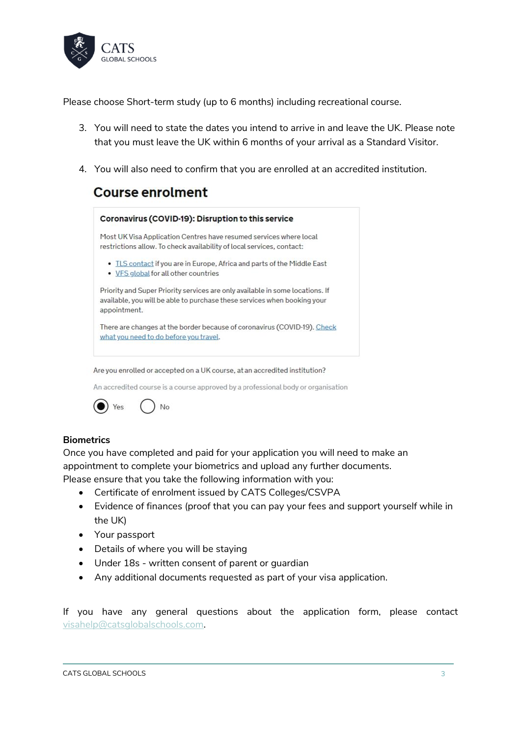Please choose Short-term study (up to 6 months) including recreational course.

3. You will need to state the dates you intend to arrive in and leave the UK. Please note that you must leave the UK within 6 months of your arrival as a Standard Visitor.

4. You will also need to confirm that you are enrolled at an accredited institution.

## Course enrolment

**Coronavirus (COVID-19): Disruption to this service**

Most UK Visa Application Centres have resumed services where local restrictions allow. To check availability of local services, contact:

- TLS contact if you are in Europe, Africa and parts of the Middle East
- VFS global for all other countries

Priority and Super Priority services are only available in some locations. If available, you will be able to purchase these services when booking your appointment.

There are changes at the border because of coronavirus (COVID-19). Check what you need to do before you travel.

Are you enrolled or accepted on a UK course, at an accredited institution?

An accredited course is a course approved by a professional body or organisation

(●) Yes ( ) No

**Biometrics**

Once you have completed and paid for your application you will need to make an appointment to complete your biometrics and upload any further documents.
Please ensure that you take the following information with you:

- Certificate of enrolment issued by CATS Colleges/CSVPA
- Evidence of finances (proof that you can pay your fees and support yourself while in the UK)
- Your passport
- Details of where you will be staying
- Under 18s - written consent of parent or guardian
- Any additional documents requested as part of your visa application.

If you have any general questions about the application form, please contact visahelp@catsglobalschools.com.